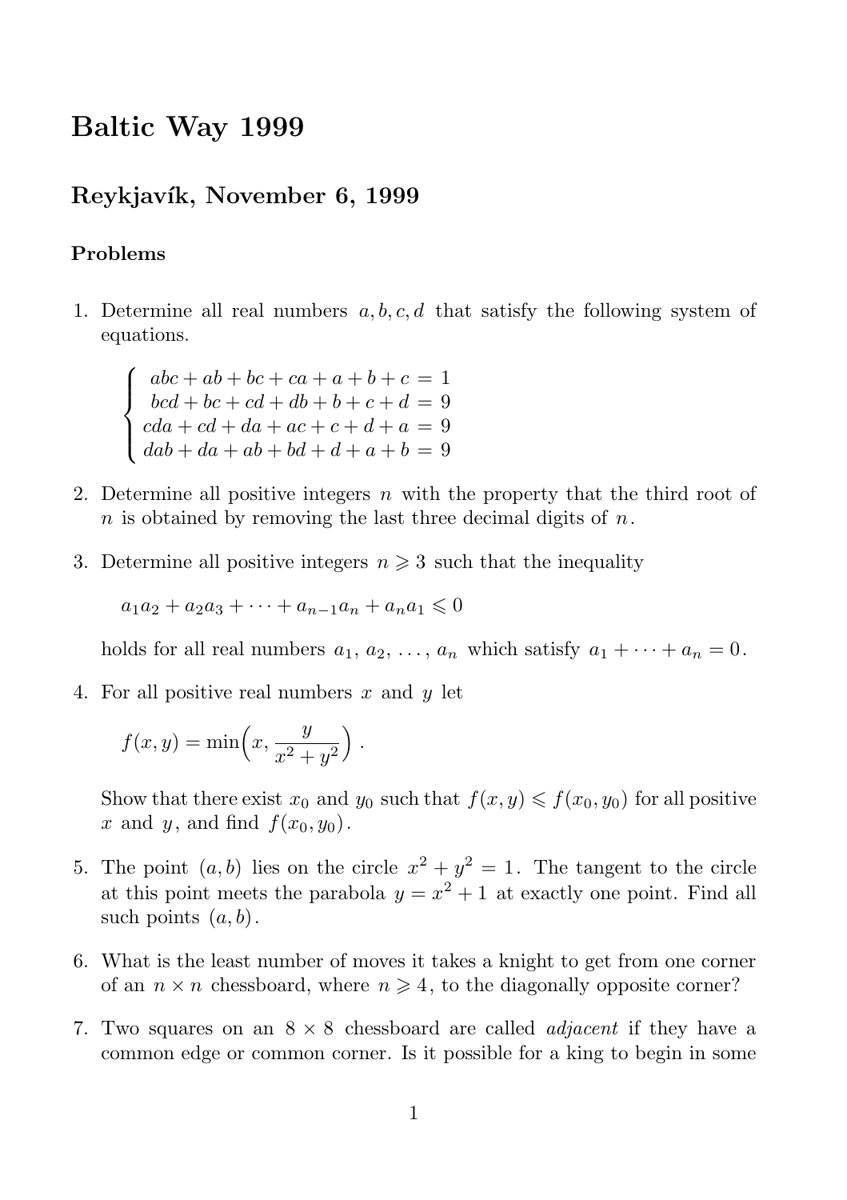# Baltic Way 1999

## Reykjavík, November 6, 1999

### Problems

1. Determine all real numbers $a, b, c, d$ that satisfy the following system of equations.

$$\begin{cases} abc + ab + bc + ca + a + b + c = 1 \\ bcd + bc + cd + db + b + c + d = 9 \\ cda + cd + da + ac + c + d + a = 9 \\ dab + da + ab + bd + d + a + b = 9 \end{cases}$$

2. Determine all positive integers $n$ with the property that the third root of $n$ is obtained by removing the last three decimal digits of $n$.

3. Determine all positive integers $n \geqslant 3$ such that the inequality

$$a_1 a_2 + a_2 a_3 + \cdots + a_{n-1} a_n + a_n a_1 \leqslant 0$$

holds for all real numbers $a_1, a_2, \ldots, a_n$ which satisfy $a_1 + \cdots + a_n = 0$.

4. For all positive real numbers $x$ and $y$ let

$$f(x, y) = \min\Big(x, \frac{y}{x^2 + y^2}\Big).$$

Show that there exist $x_0$ and $y_0$ such that $f(x, y) \leqslant f(x_0, y_0)$ for all positive $x$ and $y$, and find $f(x_0, y_0)$.

5. The point $(a, b)$ lies on the circle $x^2 + y^2 = 1$. The tangent to the circle at this point meets the parabola $y = x^2 + 1$ at exactly one point. Find all such points $(a, b)$.

6. What is the least number of moves it takes a knight to get from one corner of an $n \times n$ chessboard, where $n \geqslant 4$, to the diagonally opposite corner?

7. Two squares on an $8 \times 8$ chessboard are called *adjacent* if they have a common edge or common corner. Is it possible for a king to begin in some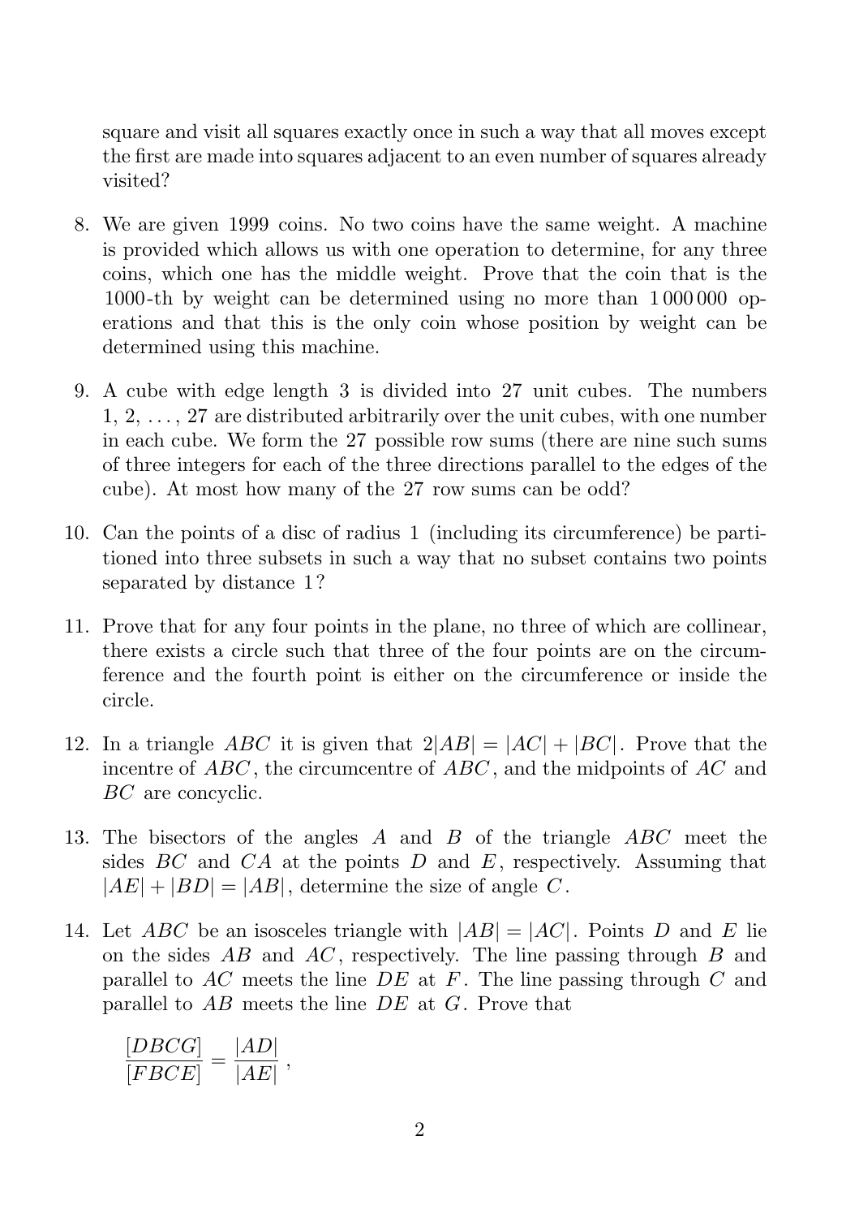square and visit all squares exactly once in such a way that all moves except the first are made into squares adjacent to an even number of squares already visited?

8. We are given 1999 coins. No two coins have the same weight. A machine is provided which allows us with one operation to determine, for any three coins, which one has the middle weight. Prove that the coin that is the 1000-th by weight can be determined using no more than 1 000 000 operations and that this is the only coin whose position by weight can be determined using this machine.

9. A cube with edge length 3 is divided into 27 unit cubes. The numbers 1, 2, ..., 27 are distributed arbitrarily over the unit cubes, with one number in each cube. We form the 27 possible row sums (there are nine such sums of three integers for each of the three directions parallel to the edges of the cube). At most how many of the 27 row sums can be odd?

10. Can the points of a disc of radius 1 (including its circumference) be partitioned into three subsets in such a way that no subset contains two points separated by distance 1?

11. Prove that for any four points in the plane, no three of which are collinear, there exists a circle such that three of the four points are on the circumference and the fourth point is either on the circumference or inside the circle.

12. In a triangle $ABC$ it is given that $2|AB| = |AC| + |BC|$. Prove that the incentre of $ABC$, the circumcentre of $ABC$, and the midpoints of $AC$ and $BC$ are concyclic.

13. The bisectors of the angles $A$ and $B$ of the triangle $ABC$ meet the sides $BC$ and $CA$ at the points $D$ and $E$, respectively. Assuming that $|AE| + |BD| = |AB|$, determine the size of angle $C$.

14. Let $ABC$ be an isosceles triangle with $|AB| = |AC|$. Points $D$ and $E$ lie on the sides $AB$ and $AC$, respectively. The line passing through $B$ and parallel to $AC$ meets the line $DE$ at $F$. The line passing through $C$ and parallel to $AB$ meets the line $DE$ at $G$. Prove that

$$\frac{[DBCG]}{[FBCE]} = \frac{|AD|}{|AE|},$$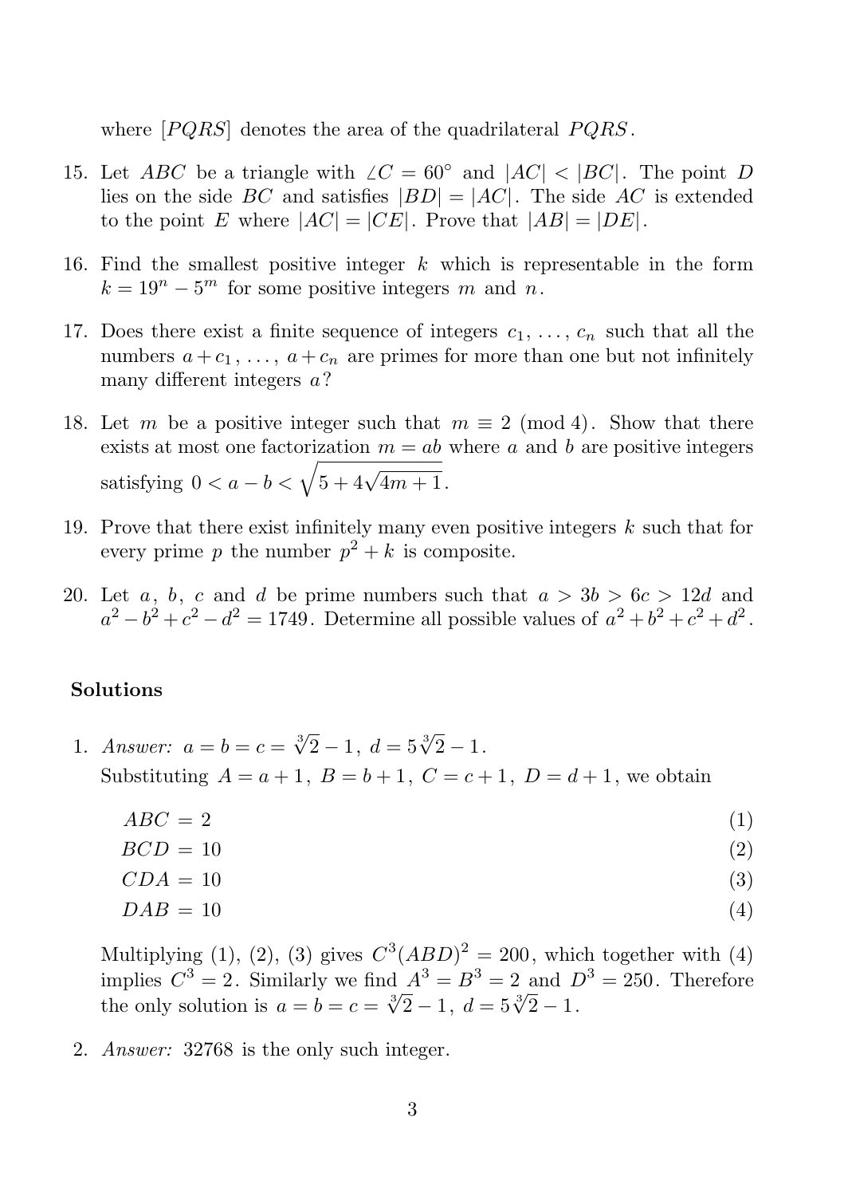where $[PQRS]$ denotes the area of the quadrilateral $PQRS$.

15. Let $ABC$ be a triangle with $\angle C = 60^\circ$ and $|AC| < |BC|$. The point $D$ lies on the side $BC$ and satisfies $|BD| = |AC|$. The side $AC$ is extended to the point $E$ where $|AC| = |CE|$. Prove that $|AB| = |DE|$.

16. Find the smallest positive integer $k$ which is representable in the form $k = 19^n - 5^m$ for some positive integers $m$ and $n$.

17. Does there exist a finite sequence of integers $c_1, \ldots, c_n$ such that all the numbers $a + c_1, \ldots, a + c_n$ are primes for more than one but not infinitely many different integers $a$?

18. Let $m$ be a positive integer such that $m \equiv 2 \pmod 4$. Show that there exists at most one factorization $m = ab$ where $a$ and $b$ are positive integers satisfying $0 < a - b < \sqrt{5 + 4\sqrt{4m+1}}$.

19. Prove that there exist infinitely many even positive integers $k$ such that for every prime $p$ the number $p^2 + k$ is composite.

20. Let $a$, $b$, $c$ and $d$ be prime numbers such that $a > 3b > 6c > 12d$ and $a^2 - b^2 + c^2 - d^2 = 1749$. Determine all possible values of $a^2 + b^2 + c^2 + d^2$.

## Solutions

1. *Answer:* $a = b = c = \sqrt[3]{2} - 1$, $d = 5\sqrt[3]{2} - 1$.
   Substituting $A = a+1$, $B = b+1$, $C = c+1$, $D = d+1$, we obtain

$$ABC = 2 \quad (1)$$
$$BCD = 10 \quad (2)$$
$$CDA = 10 \quad (3)$$
$$DAB = 10 \quad (4)$$

   Multiplying (1), (2), (3) gives $C^3(ABD)^2 = 200$, which together with (4) implies $C^3 = 2$. Similarly we find $A^3 = B^3 = 2$ and $D^3 = 250$. Therefore the only solution is $a = b = c = \sqrt[3]{2} - 1$, $d = 5\sqrt[3]{2} - 1$.

2. *Answer:* 32768 is the only such integer.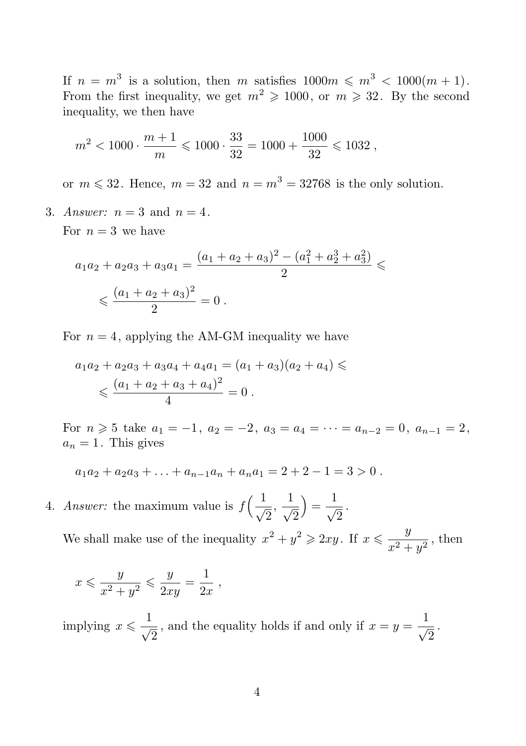If $n = m^3$ is a solution, then $m$ satisfies $1000m \leqslant m^3 < 1000(m+1)$. From the first inequality, we get $m^2 \geqslant 1000$, or $m \geqslant 32$. By the second inequality, we then have

$$m^2 < 1000 \cdot \frac{m+1}{m} \leqslant 1000 \cdot \frac{33}{32} = 1000 + \frac{1000}{32} \leqslant 1032 \, ,$$

or $m \leqslant 32$. Hence, $m = 32$ and $n = m^3 = 32768$ is the only solution.

3. *Answer:* $n = 3$ and $n = 4$.

   For $n = 3$ we have

$$a_1a_2 + a_2a_3 + a_3a_1 = \frac{(a_1 + a_2 + a_3)^2 - (a_1^2 + a_2^3 + a_3^2)}{2} \leqslant$$

$$\leqslant \frac{(a_1 + a_2 + a_3)^2}{2} = 0 \, .$$

   For $n = 4$, applying the AM-GM inequality we have

$$a_1a_2 + a_2a_3 + a_3a_4 + a_4a_1 = (a_1 + a_3)(a_2 + a_4) \leqslant$$

$$\leqslant \frac{(a_1 + a_2 + a_3 + a_4)^2}{4} = 0 \, .$$

   For $n \geqslant 5$ take $a_1 = -1$, $a_2 = -2$, $a_3 = a_4 = \cdots = a_{n-2} = 0$, $a_{n-1} = 2$, $a_n = 1$. This gives

$$a_1a_2 + a_2a_3 + \ldots + a_{n-1}a_n + a_na_1 = 2 + 2 - 1 = 3 > 0 \, .$$

4. *Answer:* the maximum value is $f\Big(\dfrac{1}{\sqrt{2}}, \dfrac{1}{\sqrt{2}}\Big) = \dfrac{1}{\sqrt{2}}$.

   We shall make use of the inequality $x^2 + y^2 \geqslant 2xy$. If $x \leqslant \dfrac{y}{x^2 + y^2}$, then

$$x \leqslant \frac{y}{x^2 + y^2} \leqslant \frac{y}{2xy} = \frac{1}{2x} \, ,$$

   implying $x \leqslant \dfrac{1}{\sqrt{2}}$, and the equality holds if and only if $x = y = \dfrac{1}{\sqrt{2}}$.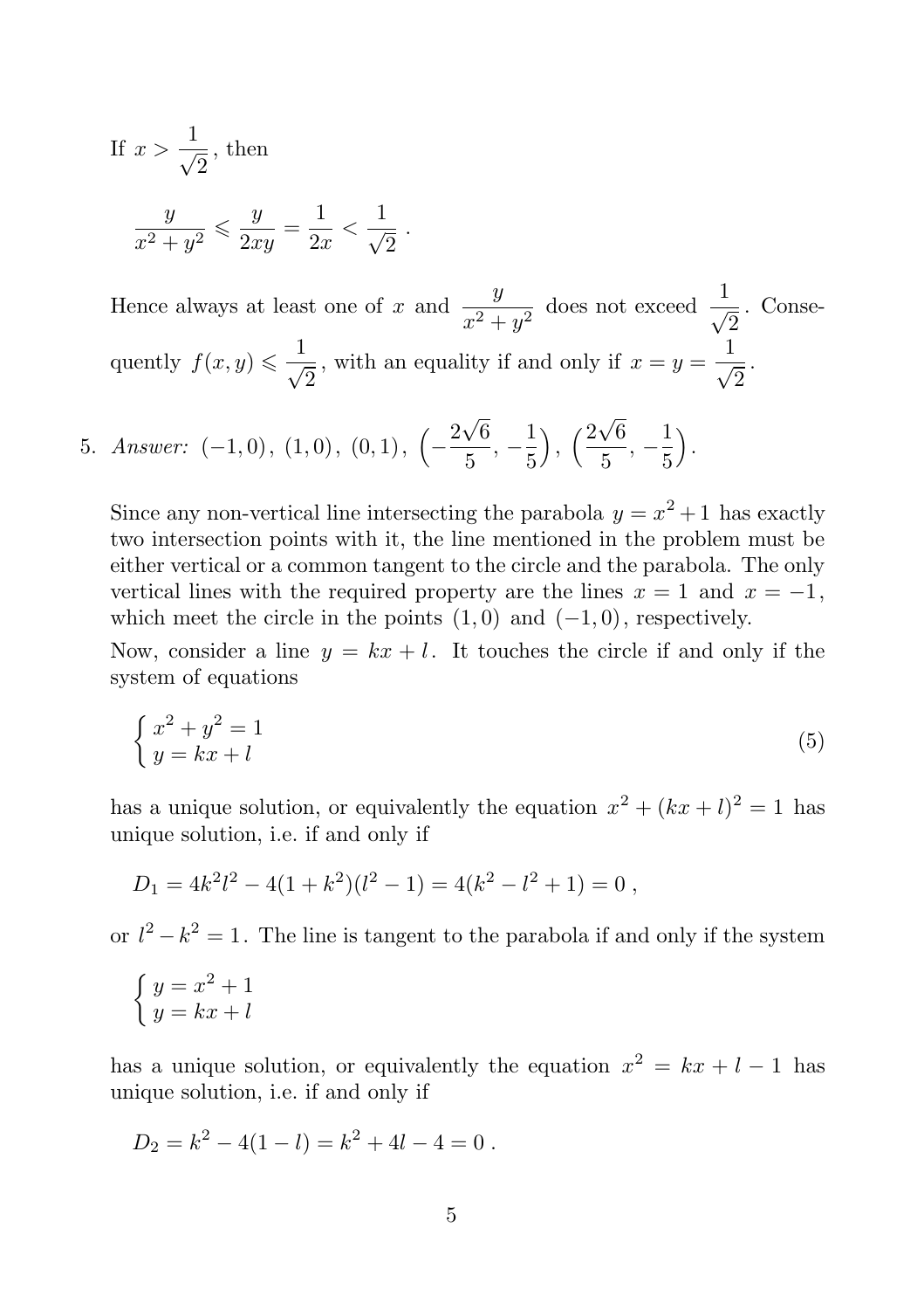If $x > \dfrac{1}{\sqrt{2}}$, then

$$\frac{y}{x^2+y^2} \leqslant \frac{y}{2xy} = \frac{1}{2x} < \frac{1}{\sqrt{2}} .$$

Hence always at least one of $x$ and $\dfrac{y}{x^2+y^2}$ does not exceed $\dfrac{1}{\sqrt{2}}$. Consequently $f(x,y) \leqslant \dfrac{1}{\sqrt{2}}$, with an equality if and only if $x = y = \dfrac{1}{\sqrt{2}}$.

5. *Answer:* $(-1,0)$, $(1,0)$, $(0,1)$, $\left(-\frac{2\sqrt{6}}{5}, -\frac{1}{5}\right)$, $\left(\frac{2\sqrt{6}}{5}, -\frac{1}{5}\right)$.

Since any non-vertical line intersecting the parabola $y = x^2+1$ has exactly two intersection points with it, the line mentioned in the problem must be either vertical or a common tangent to the circle and the parabola. The only vertical lines with the required property are the lines $x = 1$ and $x = -1$, which meet the circle in the points $(1,0)$ and $(-1,0)$, respectively.

Now, consider a line $y = kx + l$. It touches the circle if and only if the system of equations

$$\begin{cases} x^2 + y^2 = 1 \\ y = kx + l \end{cases} \tag{5}$$

has a unique solution, or equivalently the equation $x^2 + (kx+l)^2 = 1$ has unique solution, i.e. if and only if

$$D_1 = 4k^2l^2 - 4(1+k^2)(l^2-1) = 4(k^2 - l^2 + 1) = 0 ,$$

or $l^2 - k^2 = 1$. The line is tangent to the parabola if and only if the system

$$\begin{cases} y = x^2 + 1 \\ y = kx + l \end{cases}$$

has a unique solution, or equivalently the equation $x^2 = kx + l - 1$ has unique solution, i.e. if and only if

$$D_2 = k^2 - 4(1-l) = k^2 + 4l - 4 = 0 .$$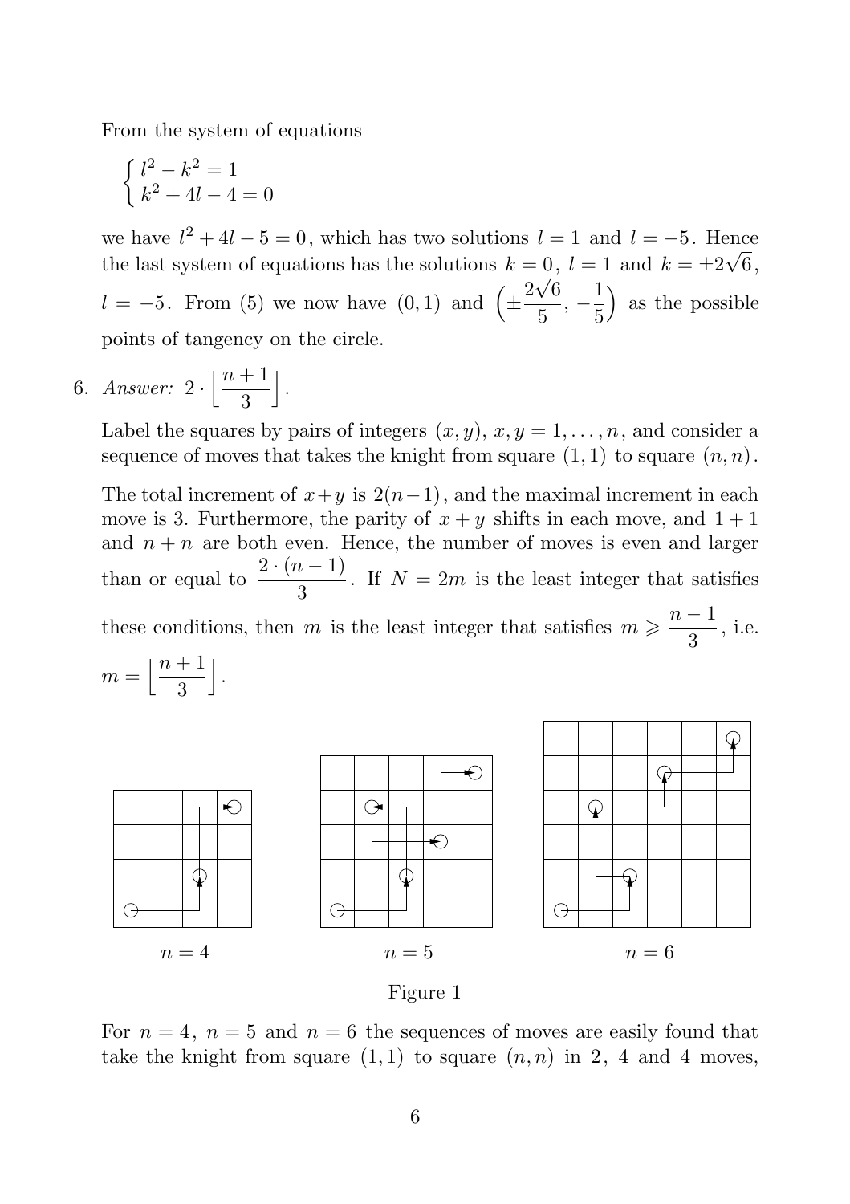From the system of equations

$$\begin{cases} l^2 - k^2 = 1 \\ k^2 + 4l - 4 = 0 \end{cases}$$

we have $l^2 + 4l - 5 = 0$, which has two solutions $l = 1$ and $l = -5$. Hence the last system of equations has the solutions $k = 0$, $l = 1$ and $k = \pm 2\sqrt{6}$, $l = -5$. From (5) we now have $(0, 1)$ and $\left(\pm \frac{2\sqrt{6}}{5}, -\frac{1}{5}\right)$ as the possible points of tangency on the circle.

6. *Answer:* $2 \cdot \left\lfloor \frac{n+1}{3} \right\rfloor$.

Label the squares by pairs of integers $(x, y)$, $x, y = 1, \ldots, n$, and consider a sequence of moves that takes the knight from square $(1, 1)$ to square $(n, n)$.

The total increment of $x+y$ is $2(n-1)$, and the maximal increment in each move is 3. Furthermore, the parity of $x + y$ shifts in each move, and $1 + 1$ and $n + n$ are both even. Hence, the number of moves is even and larger than or equal to $\frac{2 \cdot (n-1)}{3}$. If $N = 2m$ is the least integer that satisfies these conditions, then $m$ is the least integer that satisfies $m \geqslant \frac{n-1}{3}$, i.e. $m = \left\lfloor \frac{n+1}{3} \right\rfloor$.

$n = 4$ $\quad$ $n = 5$ $\quad$ $n = 6$

Figure 1

For $n = 4$, $n = 5$ and $n = 6$ the sequences of moves are easily found that take the knight from square $(1, 1)$ to square $(n, n)$ in 2, 4 and 4 moves,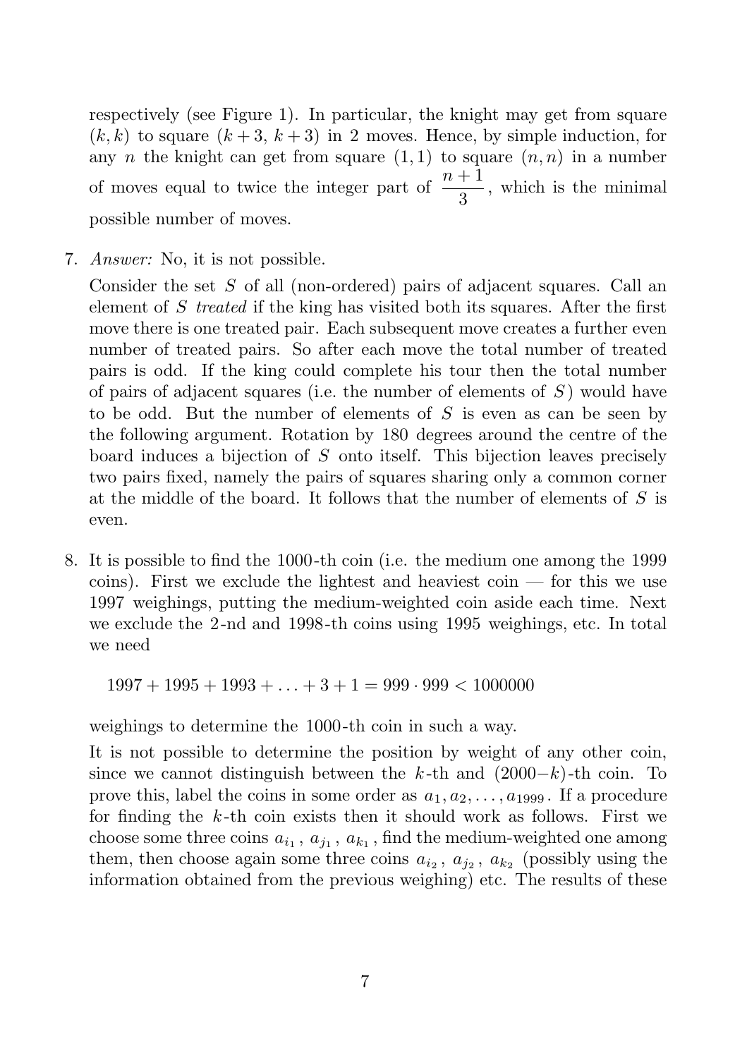respectively (see Figure 1). In particular, the knight may get from square $(k, k)$ to square $(k+3,\, k+3)$ in 2 moves. Hence, by simple induction, for any $n$ the knight can get from square $(1,1)$ to square $(n,n)$ in a number of moves equal to twice the integer part of $\dfrac{n+1}{3}$, which is the minimal possible number of moves.

7. *Answer:* No, it is not possible.

   Consider the set $S$ of all (non-ordered) pairs of adjacent squares. Call an element of $S$ *treated* if the king has visited both its squares. After the first move there is one treated pair. Each subsequent move creates a further even number of treated pairs. So after each move the total number of treated pairs is odd. If the king could complete his tour then the total number of pairs of adjacent squares (i.e. the number of elements of $S$) would have to be odd. But the number of elements of $S$ is even as can be seen by the following argument. Rotation by 180 degrees around the centre of the board induces a bijection of $S$ onto itself. This bijection leaves precisely two pairs fixed, namely the pairs of squares sharing only a common corner at the middle of the board. It follows that the number of elements of $S$ is even.

8. It is possible to find the 1000-th coin (i.e. the medium one among the 1999 coins). First we exclude the lightest and heaviest coin — for this we use 1997 weighings, putting the medium-weighted coin aside each time. Next we exclude the 2-nd and 1998-th coins using 1995 weighings, etc. In total we need

   $$1997 + 1995 + 1993 + \ldots + 3 + 1 = 999 \cdot 999 < 1000000$$

   weighings to determine the 1000-th coin in such a way.

   It is not possible to determine the position by weight of any other coin, since we cannot distinguish between the $k$-th and $(2000-k)$-th coin. To prove this, label the coins in some order as $a_1, a_2, \ldots, a_{1999}$. If a procedure for finding the $k$-th coin exists then it should work as follows. First we choose some three coins $a_{i_1}$, $a_{j_1}$, $a_{k_1}$, find the medium-weighted one among them, then choose again some three coins $a_{i_2}$, $a_{j_2}$, $a_{k_2}$ (possibly using the information obtained from the previous weighing) etc. The results of these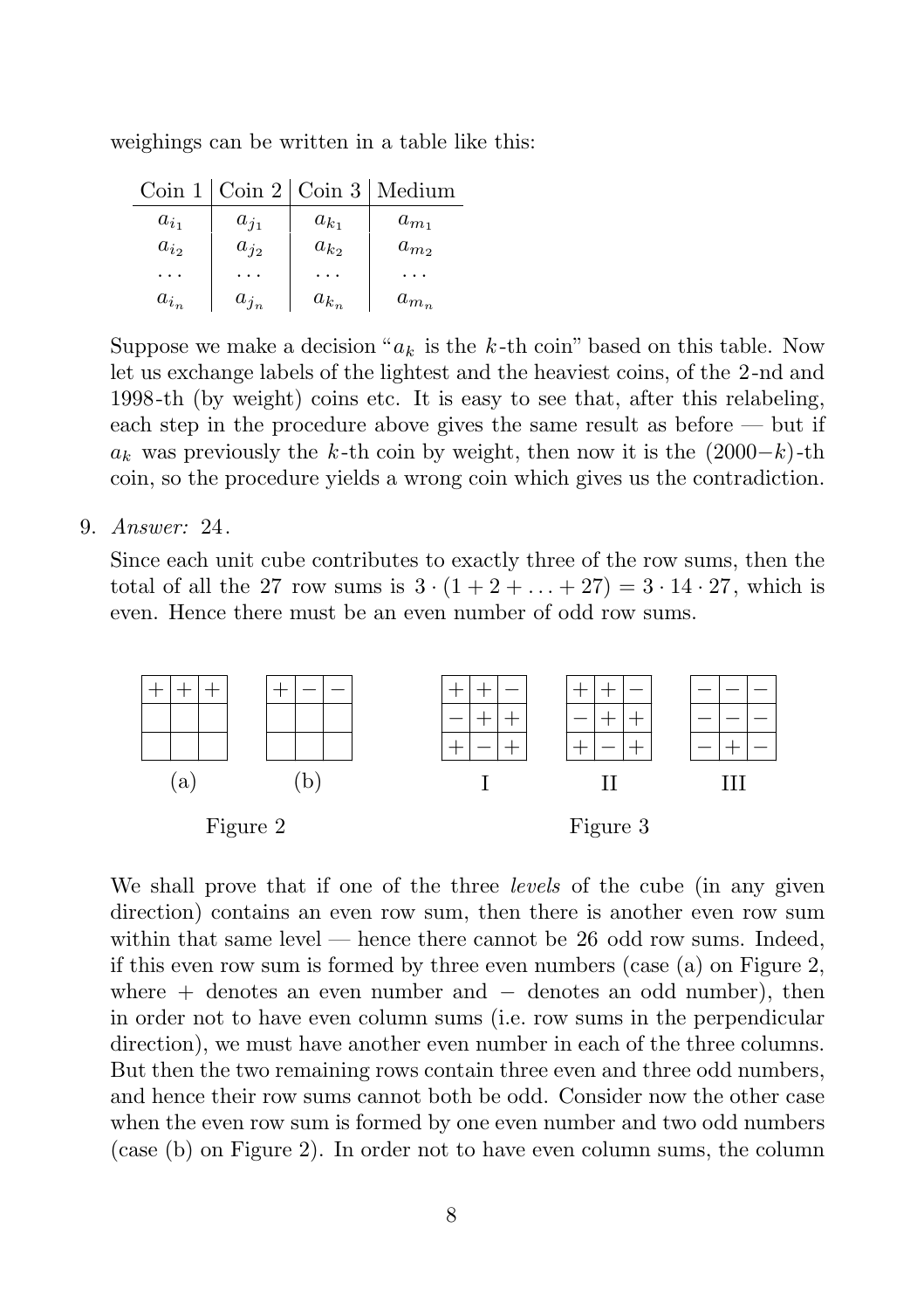weighings can be written in a table like this:

| Coin 1 | Coin 2 | Coin 3 | Medium |
|---|---|---|---|
| $a_{i_1}$ | $a_{j_1}$ | $a_{k_1}$ | $a_{m_1}$ |
| $a_{i_2}$ | $a_{j_2}$ | $a_{k_2}$ | $a_{m_2}$ |
| ... | ... | ... | ... |
| $a_{i_n}$ | $a_{j_n}$ | $a_{k_n}$ | $a_{m_n}$ |

Suppose we make a decision "$a_k$ is the $k$-th coin" based on this table. Now let us exchange labels of the lightest and the heaviest coins, of the 2-nd and 1998-th (by weight) coins etc. It is easy to see that, after this relabeling, each step in the procedure above gives the same result as before — but if $a_k$ was previously the $k$-th coin by weight, then now it is the $(2000-k)$-th coin, so the procedure yields a wrong coin which gives us the contradiction.

9. *Answer:* 24.

   Since each unit cube contributes to exactly three of the row sums, then the total of all the 27 row sums is $3 \cdot (1 + 2 + \ldots + 27) = 3 \cdot 14 \cdot 27$, which is even. Hence there must be an even number of odd row sums.

(a)

| + | + | + |
|---|---|---|
|   |   |   |
|   |   |   |

(b)

| + | − | − |
|---|---|---|
|   |   |   |
|   |   |   |

Figure 2

I

| + | + | − |
|---|---|---|
| − | + | + |
| + | − | + |

II

| + | + | − |
|---|---|---|
| − | + | + |
| + | − | + |

III

| − | − | − |
|---|---|---|
| − | − | − |
| − | + | − |

Figure 3

We shall prove that if one of the three *levels* of the cube (in any given direction) contains an even row sum, then there is another even row sum within that same level — hence there cannot be 26 odd row sums. Indeed, if this even row sum is formed by three even numbers (case (a) on Figure 2, where + denotes an even number and − denotes an odd number), then in order not to have even column sums (i.e. row sums in the perpendicular direction), we must have another even number in each of the three columns. But then the two remaining rows contain three even and three odd numbers, and hence their row sums cannot both be odd. Consider now the other case when the even row sum is formed by one even number and two odd numbers (case (b) on Figure 2). In order not to have even column sums, the column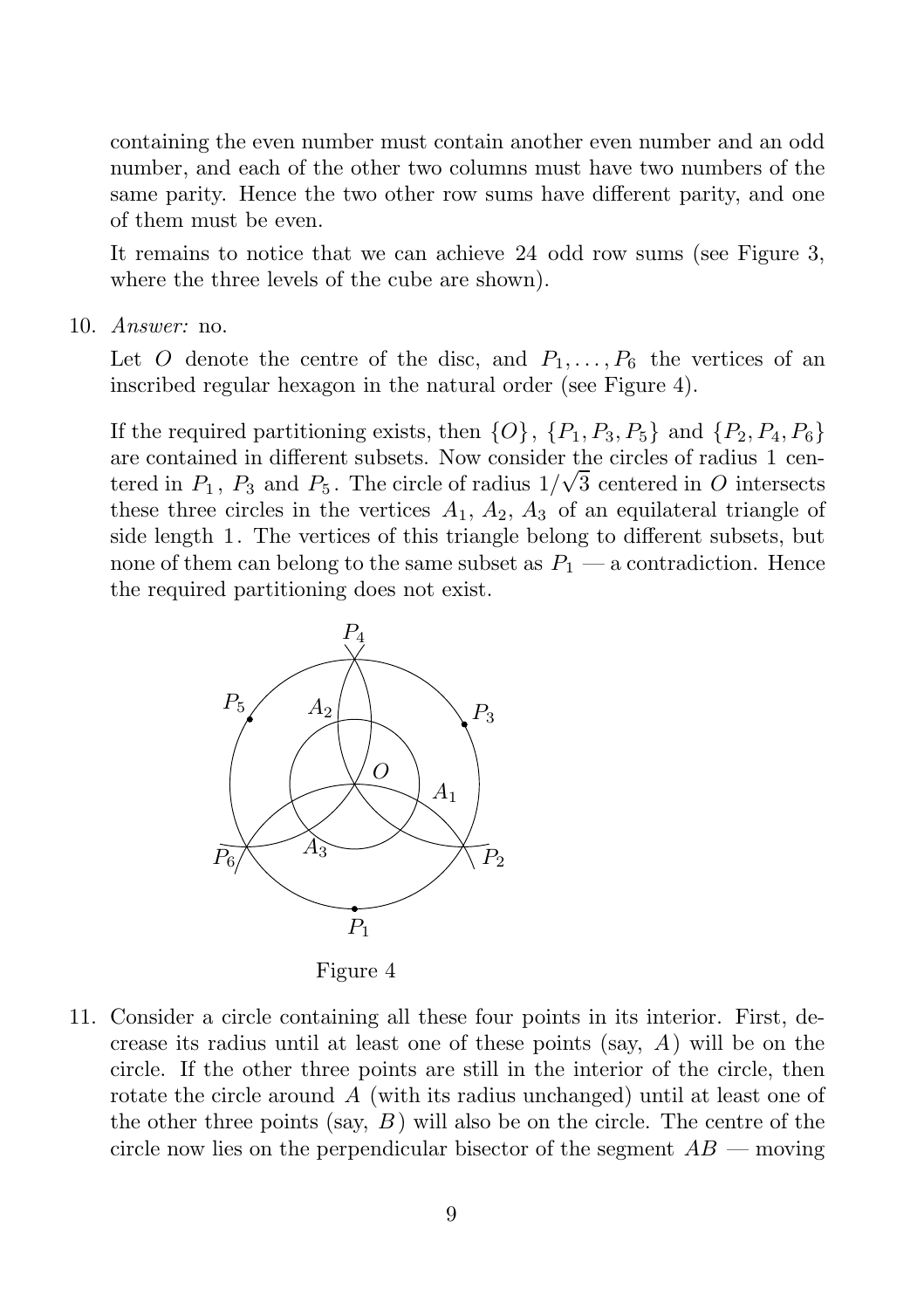containing the even number must contain another even number and an odd number, and each of the other two columns must have two numbers of the same parity. Hence the two other row sums have different parity, and one of them must be even.

It remains to notice that we can achieve 24 odd row sums (see Figure 3, where the three levels of the cube are shown).

10. *Answer:* no.

 Let $O$ denote the centre of the disc, and $P_1, \ldots, P_6$ the vertices of an inscribed regular hexagon in the natural order (see Figure 4).

 If the required partitioning exists, then $\{O\}$, $\{P_1, P_3, P_5\}$ and $\{P_2, P_4, P_6\}$ are contained in different subsets. Now consider the circles of radius 1 centered in $P_1$, $P_3$ and $P_5$. The circle of radius $1/\sqrt{3}$ centered in $O$ intersects these three circles in the vertices $A_1$, $A_2$, $A_3$ of an equilateral triangle of side length 1. The vertices of this triangle belong to different subsets, but none of them can belong to the same subset as $P_1$ — a contradiction. Hence the required partitioning does not exist.

 Figure 4

11. Consider a circle containing all these four points in its interior. First, decrease its radius until at least one of these points (say, $A$) will be on the circle. If the other three points are still in the interior of the circle, then rotate the circle around $A$ (with its radius unchanged) until at least one of the other three points (say, $B$) will also be on the circle. The centre of the circle now lies on the perpendicular bisector of the segment $AB$ — moving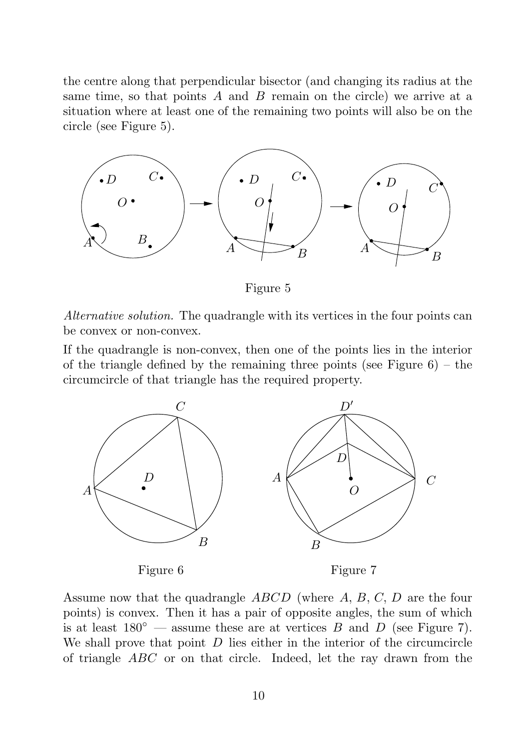the centre along that perpendicular bisector (and changing its radius at the same time, so that points $A$ and $B$ remain on the circle) we arrive at a situation where at least one of the remaining two points will also be on the circle (see Figure 5).

Figure 5

*Alternative solution.* The quadrangle with its vertices in the four points can be convex or non-convex.

If the quadrangle is non-convex, then one of the points lies in the interior of the triangle defined by the remaining three points (see Figure 6) – the circumcircle of that triangle has the required property.

Figure 6

Figure 7

Assume now that the quadrangle $ABCD$ (where $A$, $B$, $C$, $D$ are the four points) is convex. Then it has a pair of opposite angles, the sum of which is at least $180^\circ$ — assume these are at vertices $B$ and $D$ (see Figure 7). We shall prove that point $D$ lies either in the interior of the circumcircle of triangle $ABC$ or on that circle. Indeed, let the ray drawn from the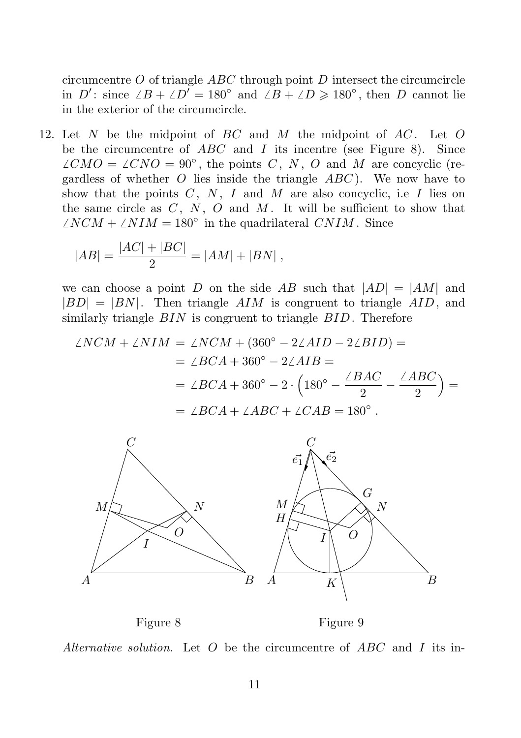circumcentre $O$ of triangle $ABC$ through point $D$ intersect the circumcircle in $D'$: since $\angle B + \angle D' = 180^\circ$ and $\angle B + \angle D \geqslant 180^\circ$, then $D$ cannot lie in the exterior of the circumcircle.

12. Let $N$ be the midpoint of $BC$ and $M$ the midpoint of $AC$. Let $O$ be the circumcentre of $ABC$ and $I$ its incentre (see Figure 8). Since $\angle CMO = \angle CNO = 90^\circ$, the points $C$, $N$, $O$ and $M$ are concyclic (regardless of whether $O$ lies inside the triangle $ABC$). We now have to show that the points $C$, $N$, $I$ and $M$ are also concyclic, i.e $I$ lies on the same circle as $C$, $N$, $O$ and $M$. It will be sufficient to show that $\angle NCM + \angle NIM = 180^\circ$ in the quadrilateral $CNIM$. Since

$$|AB| = \frac{|AC| + |BC|}{2} = |AM| + |BN|\,,$$

we can choose a point $D$ on the side $AB$ such that $|AD| = |AM|$ and $|BD| = |BN|$. Then triangle $AIM$ is congruent to triangle $AID$, and similarly triangle $BIN$ is congruent to triangle $BID$. Therefore

$$\begin{aligned}
\angle NCM + \angle NIM &= \angle NCM + (360^\circ - 2\angle AID - 2\angle BID) = \\
&= \angle BCA + 360^\circ - 2\angle AIB = \\
&= \angle BCA + 360^\circ - 2 \cdot \left(180^\circ - \frac{\angle BAC}{2} - \frac{\angle ABC}{2}\right) = \\
&= \angle BCA + \angle ABC + \angle CAB = 180^\circ\,.
\end{aligned}$$

Figure 8

Figure 9

*Alternative solution.* Let $O$ be the circumcentre of $ABC$ and $I$ its in-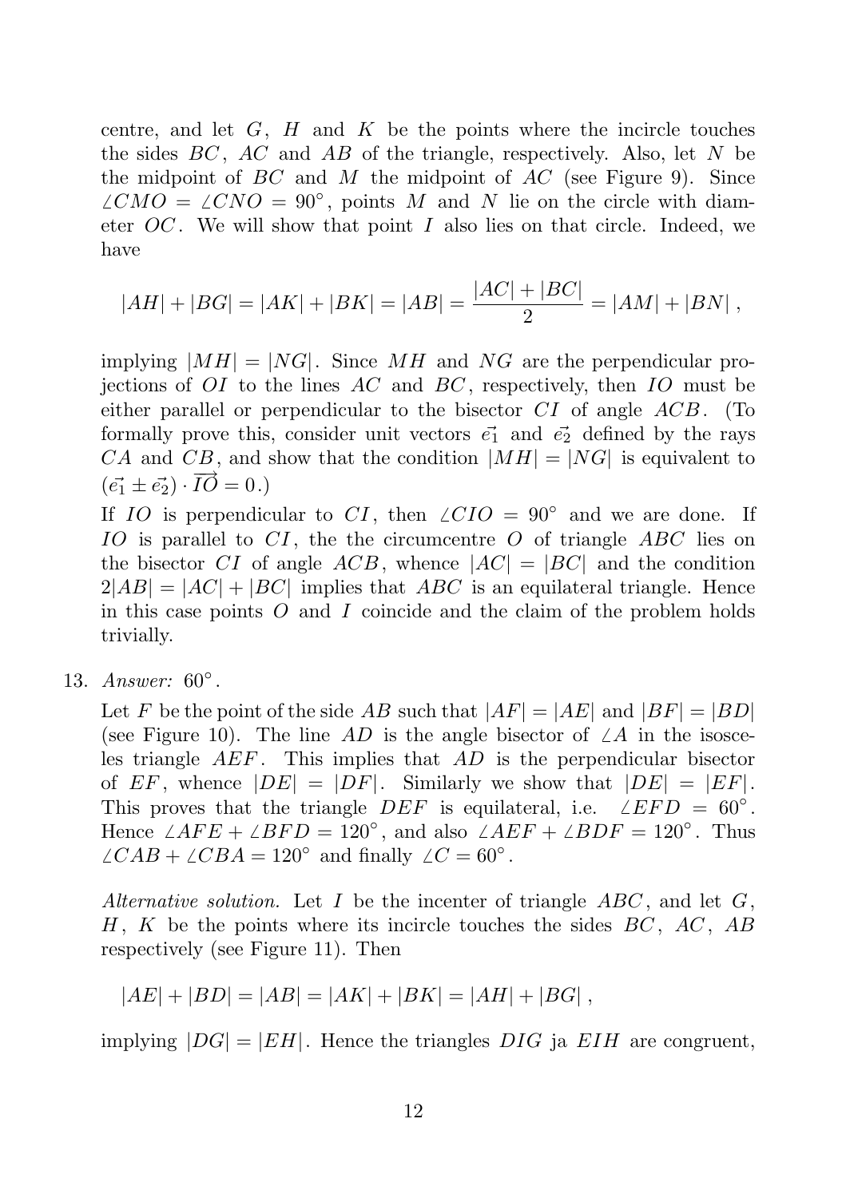centre, and let $G$, $H$ and $K$ be the points where the incircle touches the sides $BC$, $AC$ and $AB$ of the triangle, respectively. Also, let $N$ be the midpoint of $BC$ and $M$ the midpoint of $AC$ (see Figure 9). Since $\angle CMO = \angle CNO = 90^\circ$, points $M$ and $N$ lie on the circle with diameter $OC$. We will show that point $I$ also lies on that circle. Indeed, we have

$$|AH| + |BG| = |AK| + |BK| = |AB| = \frac{|AC| + |BC|}{2} = |AM| + |BN| \,,$$

implying $|MH| = |NG|$. Since $MH$ and $NG$ are the perpendicular projections of $OI$ to the lines $AC$ and $BC$, respectively, then $IO$ must be either parallel or perpendicular to the bisector $CI$ of angle $ACB$. (To formally prove this, consider unit vectors $\vec{e_1}$ and $\vec{e_2}$ defined by the rays $CA$ and $CB$, and show that the condition $|MH| = |NG|$ is equivalent to $(\vec{e_1} \pm \vec{e_2}) \cdot \overrightarrow{IO} = 0$.)

If $IO$ is perpendicular to $CI$, then $\angle CIO = 90^\circ$ and we are done. If $IO$ is parallel to $CI$, the the circumcentre $O$ of triangle $ABC$ lies on the bisector $CI$ of angle $ACB$, whence $|AC| = |BC|$ and the condition $2|AB| = |AC| + |BC|$ implies that $ABC$ is an equilateral triangle. Hence in this case points $O$ and $I$ coincide and the claim of the problem holds trivially.

13. *Answer:* $60^\circ$.

Let $F$ be the point of the side $AB$ such that $|AF| = |AE|$ and $|BF| = |BD|$ (see Figure 10). The line $AD$ is the angle bisector of $\angle A$ in the isosceles triangle $AEF$. This implies that $AD$ is the perpendicular bisector of $EF$, whence $|DE| = |DF|$. Similarly we show that $|DE| = |EF|$. This proves that the triangle $DEF$ is equilateral, i.e. $\angle EFD = 60^\circ$. Hence $\angle AFE + \angle BFD = 120^\circ$, and also $\angle AEF + \angle BDF = 120^\circ$. Thus $\angle CAB + \angle CBA = 120^\circ$ and finally $\angle C = 60^\circ$.

*Alternative solution.* Let $I$ be the incenter of triangle $ABC$, and let $G$, $H$, $K$ be the points where its incircle touches the sides $BC$, $AC$, $AB$ respectively (see Figure 11). Then

$$|AE| + |BD| = |AB| = |AK| + |BK| = |AH| + |BG| \,,$$

implying $|DG| = |EH|$. Hence the triangles $DIG$ ja $EIH$ are congruent,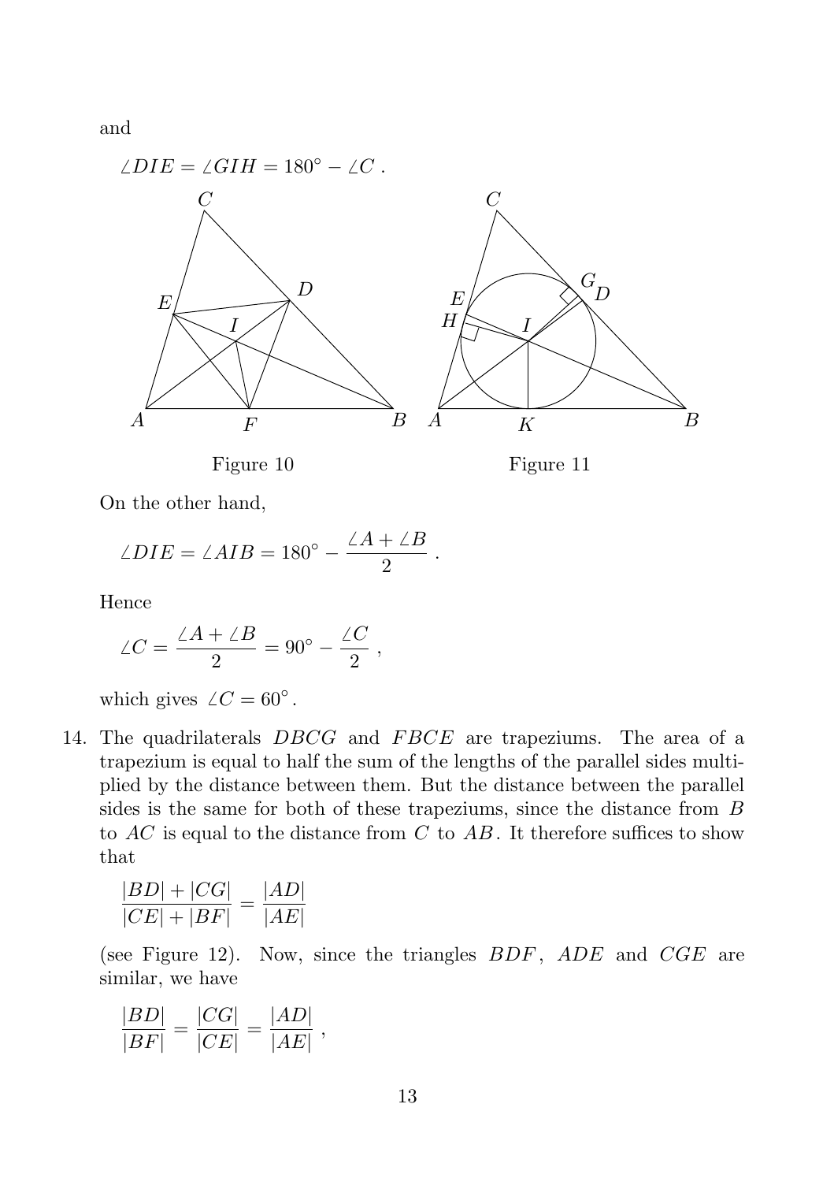and

$$\angle DIE = \angle GIH = 180^\circ - \angle C\ .$$

Figure 10

Figure 11

On the other hand,

$$\angle DIE = \angle AIB = 180^\circ - \frac{\angle A + \angle B}{2}\ .$$

Hence

$$\angle C = \frac{\angle A + \angle B}{2} = 90^\circ - \frac{\angle C}{2}\ ,$$

which gives $\angle C = 60^\circ$.

14. The quadrilaterals $DBCG$ and $FBCE$ are trapeziums. The area of a trapezium is equal to half the sum of the lengths of the parallel sides multiplied by the distance between them. But the distance between the parallel sides is the same for both of these trapeziums, since the distance from $B$ to $AC$ is equal to the distance from $C$ to $AB$. It therefore suffices to show that

$$\frac{|BD| + |CG|}{|CE| + |BF|} = \frac{|AD|}{|AE|}$$

(see Figure 12). Now, since the triangles $BDF$, $ADE$ and $CGE$ are similar, we have

$$\frac{|BD|}{|BF|} = \frac{|CG|}{|CE|} = \frac{|AD|}{|AE|}\ ,$$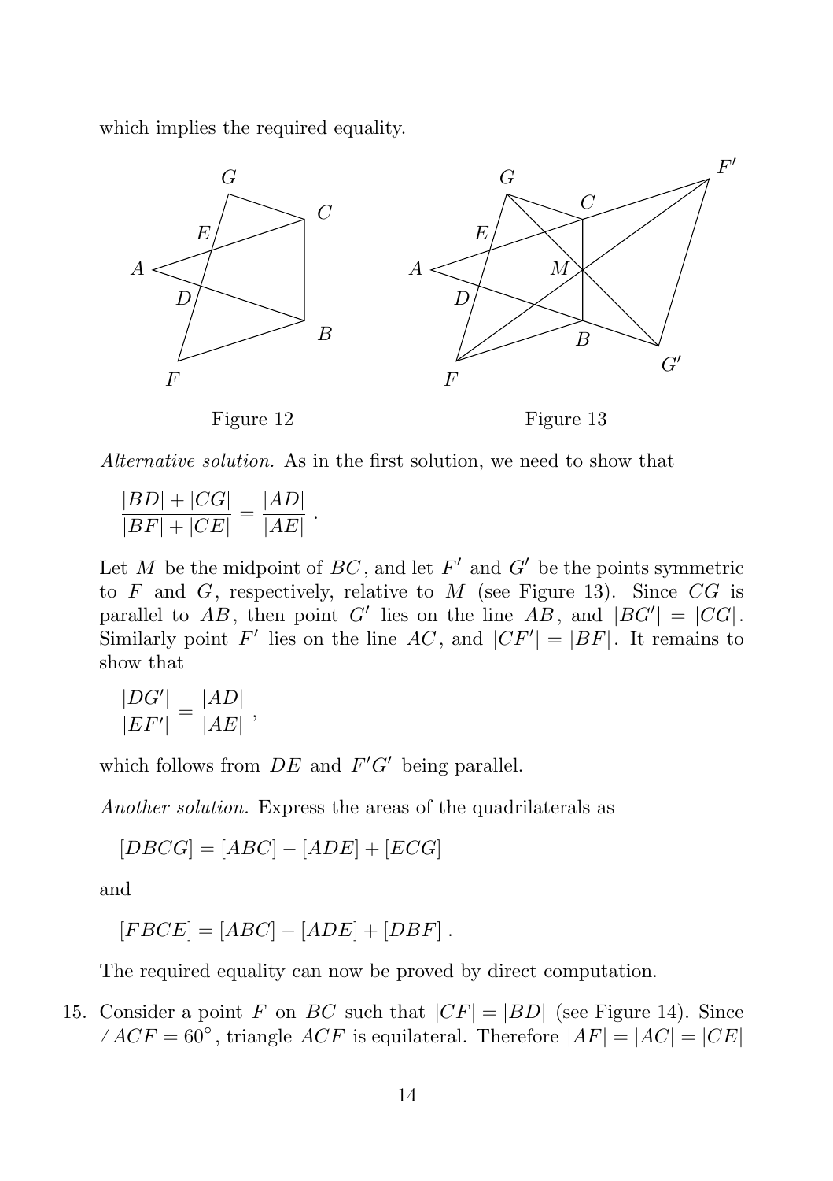which implies the required equality.

Figure 12

Figure 13

*Alternative solution.* As in the first solution, we need to show that

$$\frac{|BD| + |CG|}{|BF| + |CE|} = \frac{|AD|}{|AE|} \ .$$

Let $M$ be the midpoint of $BC$, and let $F'$ and $G'$ be the points symmetric to $F$ and $G$, respectively, relative to $M$ (see Figure 13). Since $CG$ is parallel to $AB$, then point $G'$ lies on the line $AB$, and $|BG'| = |CG|$. Similarly point $F'$ lies on the line $AC$, and $|CF'| = |BF|$. It remains to show that

$$\frac{|DG'|}{|EF'|} = \frac{|AD|}{|AE|} \ ,$$

which follows from $DE$ and $F'G'$ being parallel.

*Another solution.* Express the areas of the quadrilaterals as

$$[DBCG] = [ABC] - [ADE] + [ECG]$$

and

$$[FBCE] = [ABC] - [ADE] + [DBF] \ .$$

The required equality can now be proved by direct computation.

15. Consider a point $F$ on $BC$ such that $|CF| = |BD|$ (see Figure 14). Since $\angle ACF = 60^\circ$, triangle $ACF$ is equilateral. Therefore $|AF| = |AC| = |CE|$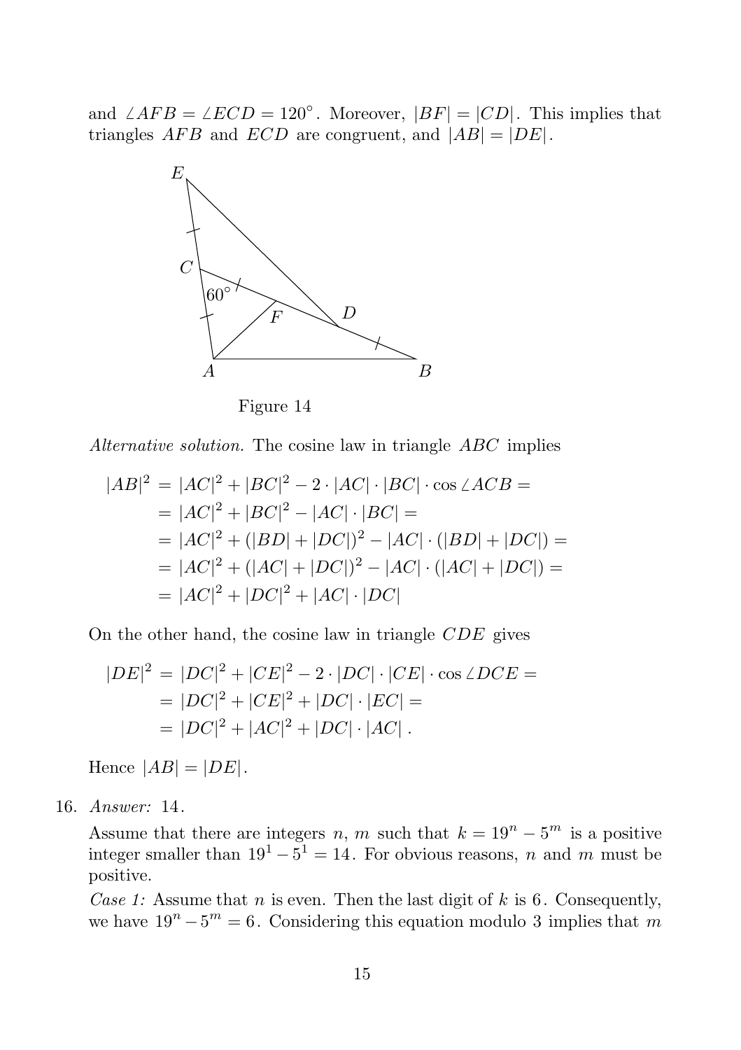and $\angle AFB = \angle ECD = 120^\circ$. Moreover, $|BF| = |CD|$. This implies that triangles $AFB$ and $ECD$ are congruent, and $|AB| = |DE|$.

Figure 14

*Alternative solution.* The cosine law in triangle $ABC$ implies

$$
\begin{aligned}
|AB|^2 &= |AC|^2 + |BC|^2 - 2 \cdot |AC| \cdot |BC| \cdot \cos \angle ACB = \\
&= |AC|^2 + |BC|^2 - |AC| \cdot |BC| = \\
&= |AC|^2 + (|BD| + |DC|)^2 - |AC| \cdot (|BD| + |DC|) = \\
&= |AC|^2 + (|AC| + |DC|)^2 - |AC| \cdot (|AC| + |DC|) = \\
&= |AC|^2 + |DC|^2 + |AC| \cdot |DC|
\end{aligned}
$$

On the other hand, the cosine law in triangle $CDE$ gives

$$
\begin{aligned}
|DE|^2 &= |DC|^2 + |CE|^2 - 2 \cdot |DC| \cdot |CE| \cdot \cos \angle DCE = \\
&= |DC|^2 + |CE|^2 + |DC| \cdot |EC| = \\
&= |DC|^2 + |AC|^2 + |DC| \cdot |AC| .
\end{aligned}
$$

Hence $|AB| = |DE|$.

16. *Answer:* $14$.

Assume that there are integers $n$, $m$ such that $k = 19^n - 5^m$ is a positive integer smaller than $19^1 - 5^1 = 14$. For obvious reasons, $n$ and $m$ must be positive.

*Case 1:* Assume that $n$ is even. Then the last digit of $k$ is $6$. Consequently, we have $19^n - 5^m = 6$. Considering this equation modulo 3 implies that $m$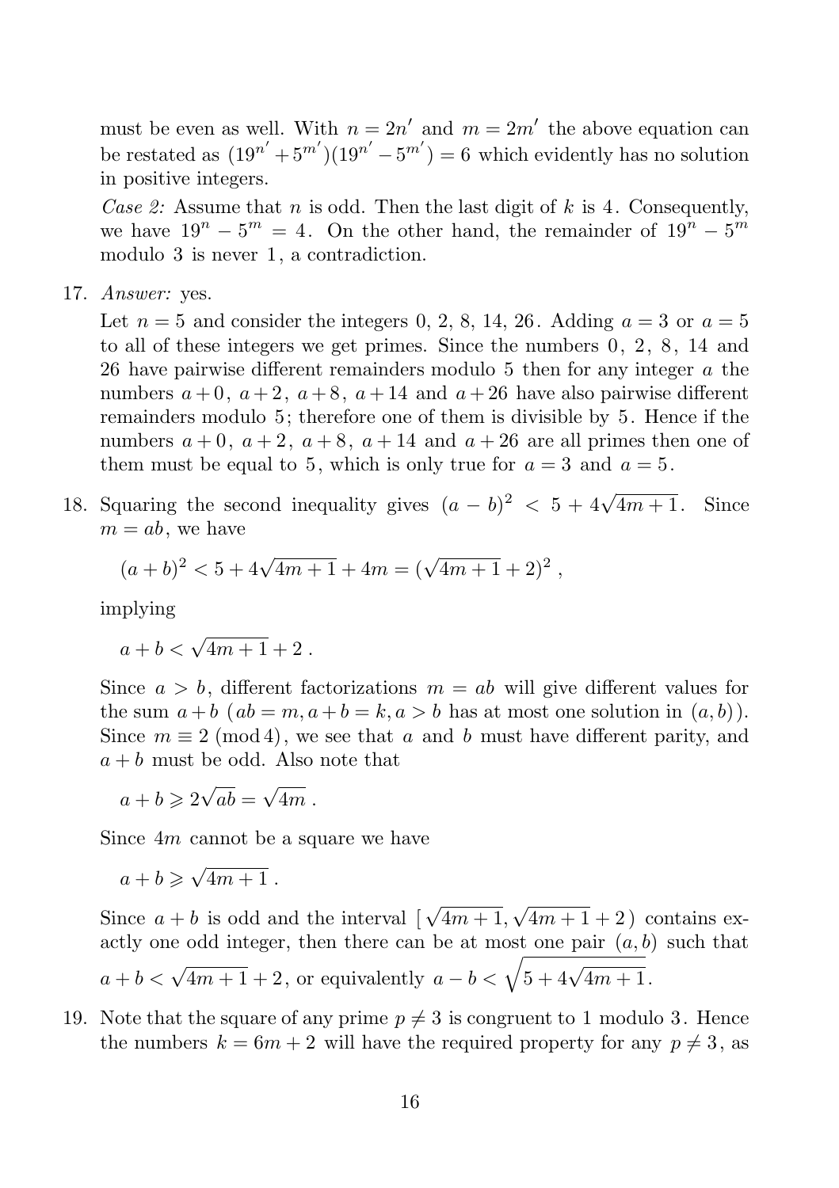must be even as well. With $n = 2n'$ and $m = 2m'$ the above equation can be restated as $(19^{n'} + 5^{m'})(19^{n'} - 5^{m'}) = 6$ which evidently has no solution in positive integers.

*Case 2:* Assume that $n$ is odd. Then the last digit of $k$ is $4$. Consequently, we have $19^n - 5^m = 4$. On the other hand, the remainder of $19^n - 5^m$ modulo $3$ is never $1$, a contradiction.

17. *Answer:* yes.

Let $n = 5$ and consider the integers $0,\ 2,\ 8,\ 14,\ 26$. Adding $a = 3$ or $a = 5$ to all of these integers we get primes. Since the numbers $0,\ 2,\ 8,\ 14$ and $26$ have pairwise different remainders modulo $5$ then for any integer $a$ the numbers $a+0,\ a+2,\ a+8,\ a+14$ and $a+26$ have also pairwise different remainders modulo $5$; therefore one of them is divisible by $5$. Hence if the numbers $a+0,\ a+2,\ a+8,\ a+14$ and $a+26$ are all primes then one of them must be equal to $5$, which is only true for $a = 3$ and $a = 5$.

18. Squaring the second inequality gives $(a-b)^2 < 5 + 4\sqrt{4m+1}$. Since $m = ab$, we have

$$(a+b)^2 < 5 + 4\sqrt{4m+1} + 4m = (\sqrt{4m+1} + 2)^2\ ,$$

implying

$$a + b < \sqrt{4m+1} + 2\ .$$

Since $a > b$, different factorizations $m = ab$ will give different values for the sum $a+b$ ($ab = m, a+b = k, a > b$ has at most one solution in $(a,b)$). Since $m \equiv 2 \pmod 4$, we see that $a$ and $b$ must have different parity, and $a+b$ must be odd. Also note that

$$a + b \geqslant 2\sqrt{ab} = \sqrt{4m}\ .$$

Since $4m$ cannot be a square we have

$$a + b \geqslant \sqrt{4m+1}\ .$$

Since $a+b$ is odd and the interval $[\sqrt{4m+1}, \sqrt{4m+1}+2)$ contains exactly one odd integer, then there can be at most one pair $(a,b)$ such that $a + b < \sqrt{4m+1} + 2$, or equivalently $a - b < \sqrt{5 + 4\sqrt{4m+1}}$.

19. Note that the square of any prime $p \neq 3$ is congruent to $1$ modulo $3$. Hence the numbers $k = 6m + 2$ will have the required property for any $p \neq 3$, as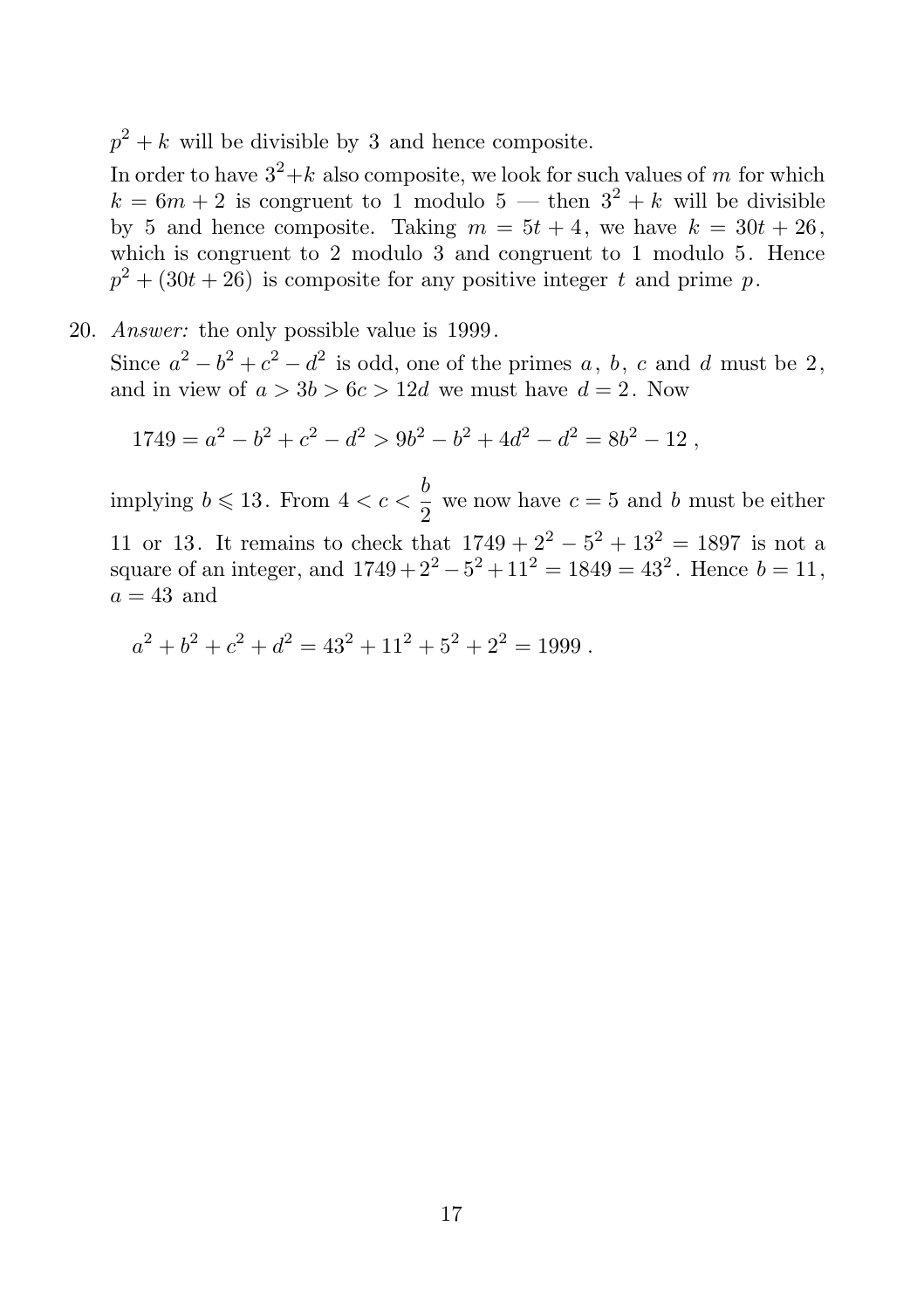$p^2 + k$ will be divisible by 3 and hence composite.

In order to have $3^2+k$ also composite, we look for such values of $m$ for which $k = 6m + 2$ is congruent to 1 modulo 5 — then $3^2 + k$ will be divisible by 5 and hence composite. Taking $m = 5t + 4$, we have $k = 30t + 26$, which is congruent to 2 modulo 3 and congruent to 1 modulo 5. Hence $p^2 + (30t + 26)$ is composite for any positive integer $t$ and prime $p$.

20. *Answer:* the only possible value is 1999.

Since $a^2 - b^2 + c^2 - d^2$ is odd, one of the primes $a$, $b$, $c$ and $d$ must be 2, and in view of $a > 3b > 6c > 12d$ we must have $d = 2$. Now

$$1749 = a^2 - b^2 + c^2 - d^2 > 9b^2 - b^2 + 4d^2 - d^2 = 8b^2 - 12 ,$$

implying $b \leqslant 13$. From $4 < c < \dfrac{b}{2}$ we now have $c = 5$ and $b$ must be either 11 or 13. It remains to check that $1749 + 2^2 - 5^2 + 13^2 = 1897$ is not a square of an integer, and $1749 + 2^2 - 5^2 + 11^2 = 1849 = 43^2$. Hence $b = 11$, $a = 43$ and

$$a^2 + b^2 + c^2 + d^2 = 43^2 + 11^2 + 5^2 + 2^2 = 1999 .$$